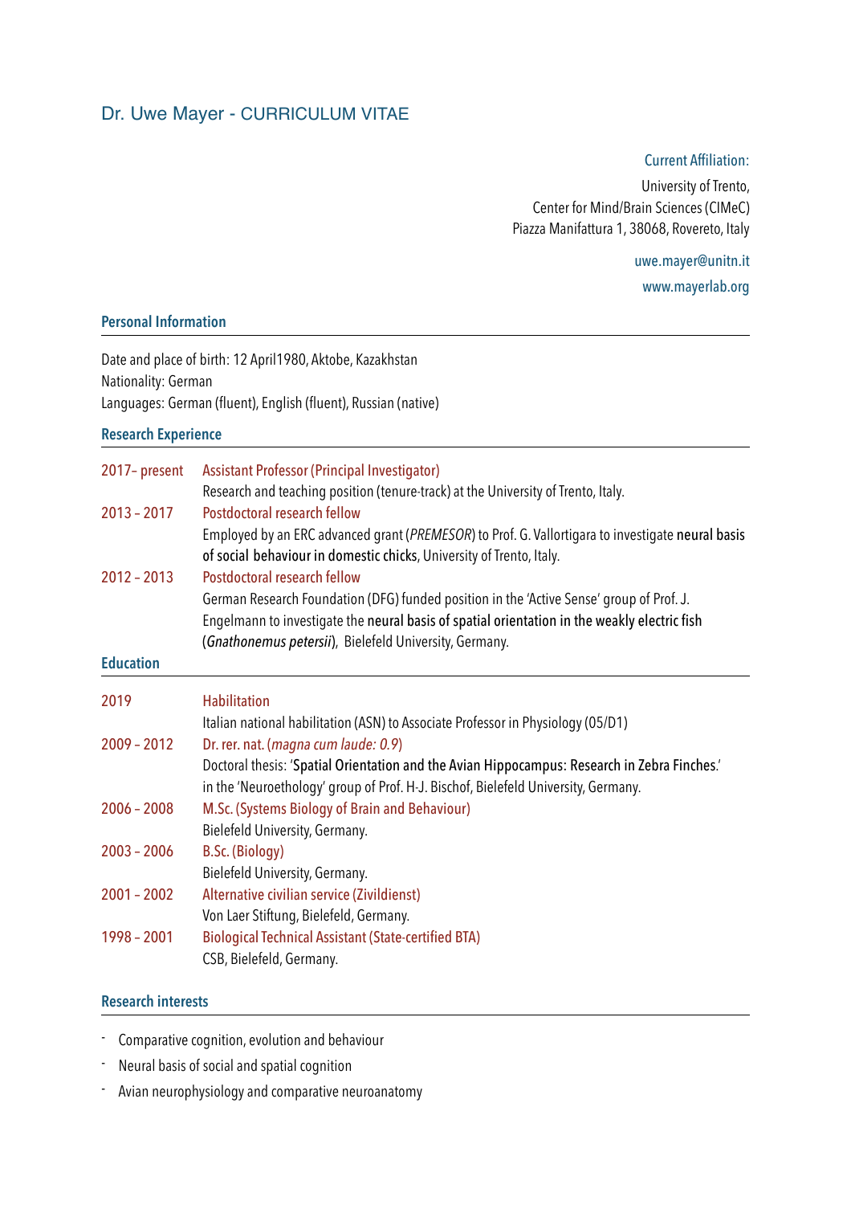# Dr. Uwe Mayer - CURRICULUM VITAE

Current Affiliation:

University of Trento,
Center for Mind/Brain Sciences (CIMeC)
Piazza Manifattura 1, 38068, Rovereto, Italy

uwe.mayer@unitn.it

www.mayerlab.org

## Personal Information

Date and place of birth: 12 April1980, Aktobe, Kazakhstan
Nationality: German
Languages: German (fluent), English (fluent), Russian (native)

## Research Experience

**2017– present** Assistant Professor (Principal Investigator)
Research and teaching position (tenure-track) at the University of Trento, Italy.

**2013 – 2017** Postdoctoral research fellow
Employed by an ERC advanced grant (*PREMESOR*) to Prof. G. Vallortigara to investigate **neural basis of social behaviour in domestic chicks**, University of Trento, Italy.

**2012 – 2013** Postdoctoral research fellow
German Research Foundation (DFG) funded position in the 'Active Sense' group of Prof. J. Engelmann to investigate the **neural basis of spatial orientation in the weakly electric fish** (*Gnathonemus petersii*), Bielefeld University, Germany.

## Education

**2019** Habilitation
Italian national habilitation (ASN) to Associate Professor in Physiology (05/D1)

**2009 – 2012** Dr. rer. nat. (*magna cum laude: 0.9*)
Doctoral thesis: '**Spatial Orientation and the Avian Hippocampus: Research in Zebra Finches**.' in the 'Neuroethology' group of Prof. H-J. Bischof, Bielefeld University, Germany.

**2006 – 2008** M.Sc. (Systems Biology of Brain and Behaviour)
Bielefeld University, Germany.

**2003 – 2006** B.Sc. (Biology)
Bielefeld University, Germany.

**2001 – 2002** Alternative civilian service (Zivildienst)
Von Laer Stiftung, Bielefeld, Germany.

**1998 – 2001** Biological Technical Assistant (State-certified BTA)
CSB, Bielefeld, Germany.

## Research interests

- Comparative cognition, evolution and behaviour
- Neural basis of social and spatial cognition
- Avian neurophysiology and comparative neuroanatomy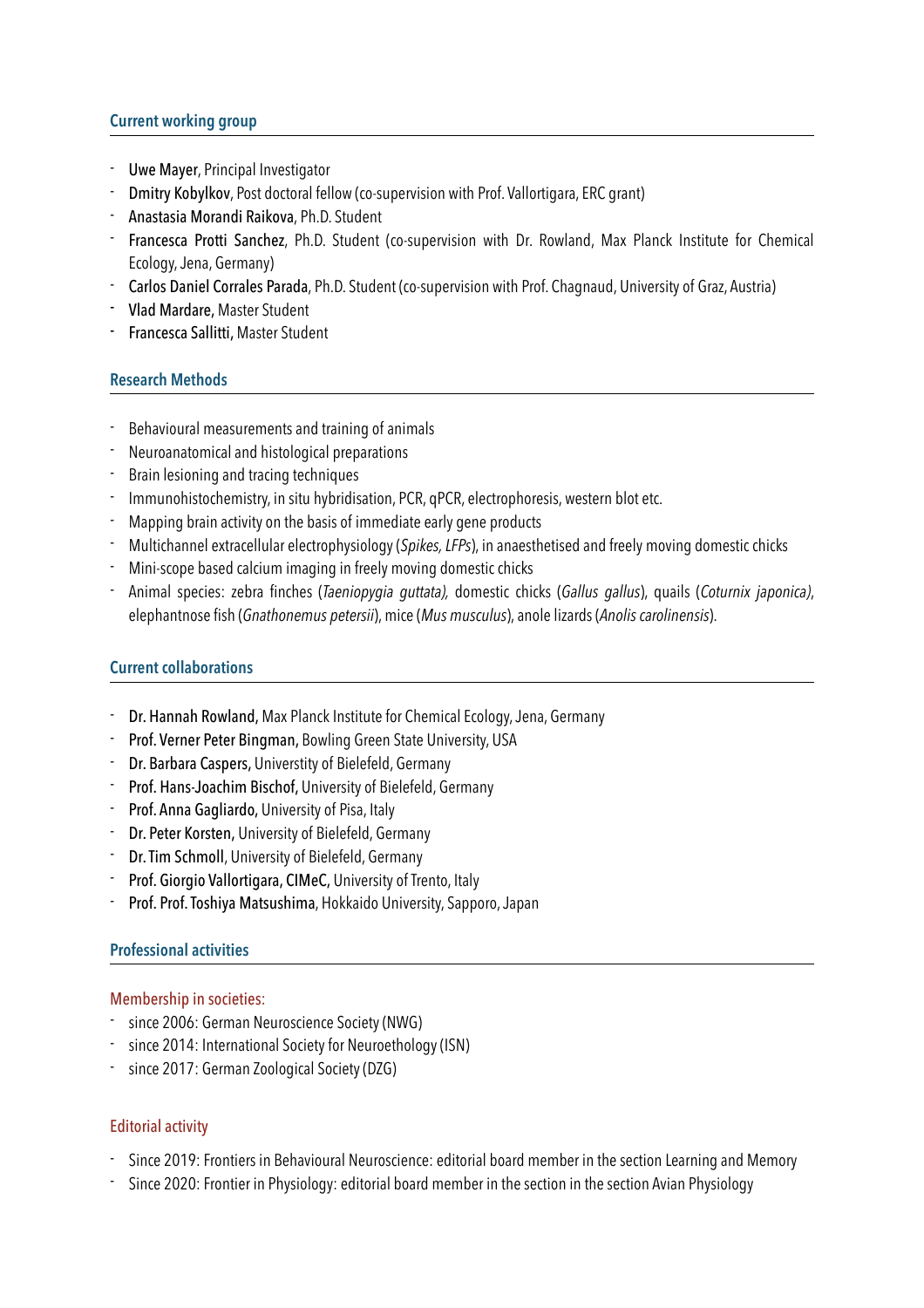## Current working group

- **Uwe Mayer**, Principal Investigator
- **Dmitry Kobylkov**, Post doctoral fellow (co-supervision with Prof. Vallortigara, ERC grant)
- **Anastasia Morandi Raikova**, Ph.D. Student
- **Francesca Protti Sanchez**, Ph.D. Student (co-supervision with Dr. Rowland, Max Planck Institute for Chemical Ecology, Jena, Germany)
- **Carlos Daniel Corrales Parada**, Ph.D. Student (co-supervision with Prof. Chagnaud, University of Graz, Austria)
- **Vlad Mardare,** Master Student
- **Francesca Sallitti,** Master Student

## Research Methods

- Behavioural measurements and training of animals
- Neuroanatomical and histological preparations
- Brain lesioning and tracing techniques
- Immunohistochemistry, in situ hybridisation, PCR, qPCR, electrophoresis, western blot etc.
- Mapping brain activity on the basis of immediate early gene products
- Multichannel extracellular electrophysiology (*Spikes, LFPs*), in anaesthetised and freely moving domestic chicks
- Mini-scope based calcium imaging in freely moving domestic chicks
- Animal species: zebra finches (*Taeniopygia guttata),* domestic chicks (*Gallus gallus*), quails (*Coturnix japonica)*, elephantnose fish (*Gnathonemus petersii*), mice (*Mus musculus*), anole lizards (*Anolis carolinensis*).

## Current collaborations

- **Dr. Hannah Rowland,** Max Planck Institute for Chemical Ecology, Jena, Germany
- **Prof. Verner Peter Bingman,** Bowling Green State University, USA
- **Dr. Barbara Caspers,** Universtity of Bielefeld, Germany
- **Prof. Hans-Joachim Bischof,** University of Bielefeld, Germany
- **Prof. Anna Gagliardo,** University of Pisa, Italy
- **Dr. Peter Korsten,** University of Bielefeld, Germany
- **Dr. Tim Schmoll**, University of Bielefeld, Germany
- **Prof. Giorgio Vallortigara, CIMeC,** University of Trento, Italy
- **Prof. Prof. Toshiya Matsushima**, Hokkaido University, Sapporo, Japan

## Professional activities

### Membership in societies:

- since 2006: German Neuroscience Society (NWG)
- since 2014: International Society for Neuroethology (ISN)
- since 2017: German Zoological Society (DZG)

### Editorial activity

- Since 2019: Frontiers in Behavioural Neuroscience: editorial board member in the section Learning and Memory
- Since 2020: Frontier in Physiology: editorial board member in the section in the section Avian Physiology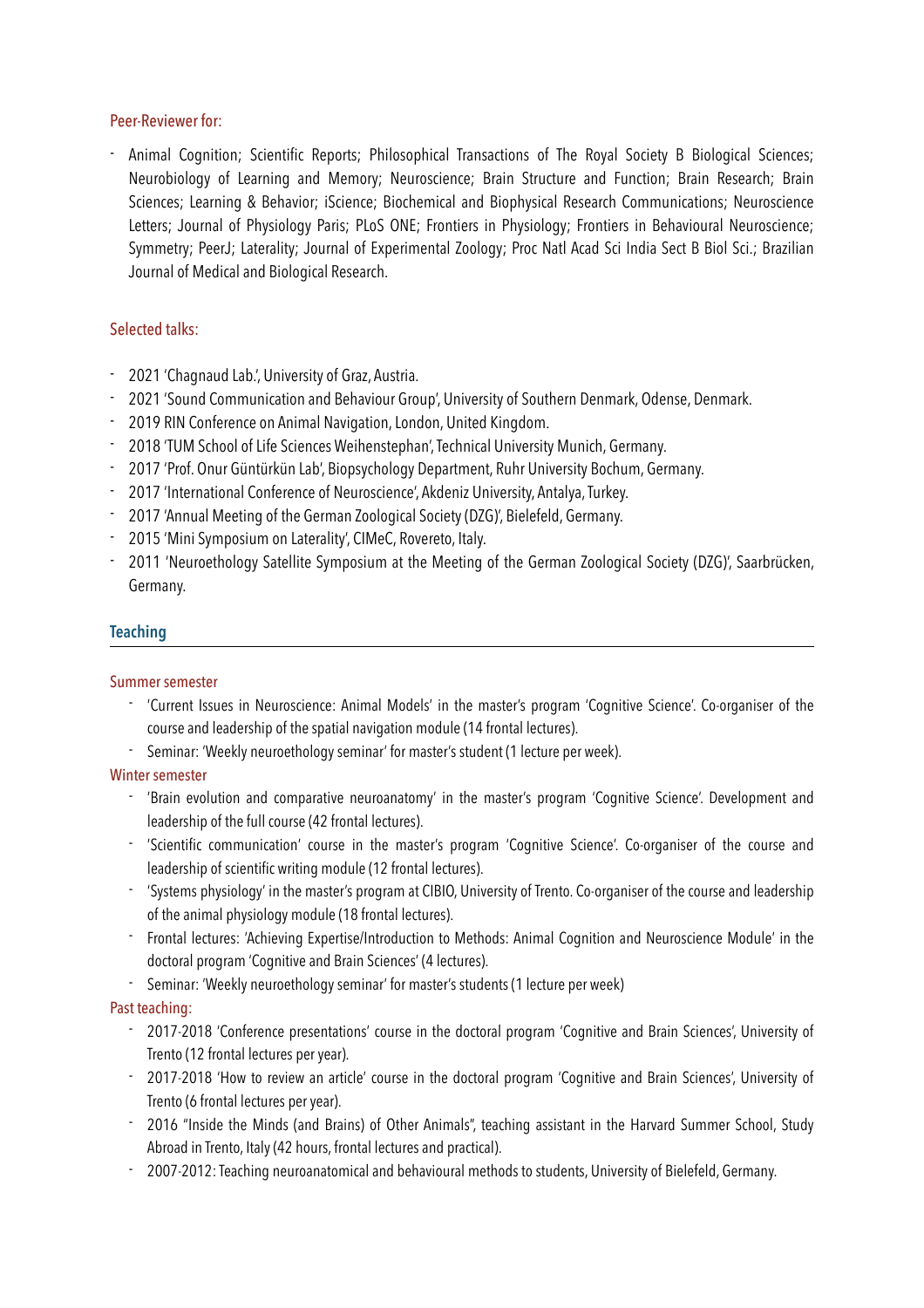### Peer-Reviewer for:

- Animal Cognition; Scientific Reports; Philosophical Transactions of The Royal Society B Biological Sciences; Neurobiology of Learning and Memory; Neuroscience; Brain Structure and Function; Brain Research; Brain Sciences; Learning & Behavior; iScience; Biochemical and Biophysical Research Communications; Neuroscience Letters; Journal of Physiology Paris; PLoS ONE; Frontiers in Physiology; Frontiers in Behavioural Neuroscience; Symmetry; PeerJ; Laterality; Journal of Experimental Zoology; Proc Natl Acad Sci India Sect B Biol Sci.; Brazilian Journal of Medical and Biological Research.

### Selected talks:

- 2021 'Chagnaud Lab.', University of Graz, Austria.
- 2021 'Sound Communication and Behaviour Group', University of Southern Denmark, Odense, Denmark.
- 2019 RIN Conference on Animal Navigation, London, United Kingdom.
- 2018 'TUM School of Life Sciences Weihenstephan', Technical University Munich, Germany.
- 2017 'Prof. Onur Güntürkün Lab', Biopsychology Department, Ruhr University Bochum, Germany.
- 2017 'International Conference of Neuroscience', Akdeniz University, Antalya, Turkey.
- 2017 'Annual Meeting of the German Zoological Society (DZG)', Bielefeld, Germany.
- 2015 'Mini Symposium on Laterality', CIMeC, Rovereto, Italy.
- 2011 'Neuroethology Satellite Symposium at the Meeting of the German Zoological Society (DZG)', Saarbrücken, Germany.

## Teaching

### Summer semester

- 'Current Issues in Neuroscience: Animal Models' in the master's program 'Cognitive Science'. Co-organiser of the course and leadership of the spatial navigation module (14 frontal lectures).
- Seminar: 'Weekly neuroethology seminar' for master's student (1 lecture per week).

### Winter semester

- 'Brain evolution and comparative neuroanatomy' in the master's program 'Cognitive Science'. Development and leadership of the full course (42 frontal lectures).
- 'Scientific communication' course in the master's program 'Cognitive Science'. Co-organiser of the course and leadership of scientific writing module (12 frontal lectures).
- 'Systems physiology' in the master's program at CIBIO, University of Trento. Co-organiser of the course and leadership of the animal physiology module (18 frontal lectures).
- Frontal lectures: 'Achieving Expertise/Introduction to Methods: Animal Cognition and Neuroscience Module' in the doctoral program 'Cognitive and Brain Sciences' (4 lectures).
- Seminar: 'Weekly neuroethology seminar' for master's students (1 lecture per week)

### Past teaching:

- 2017-2018 'Conference presentations' course in the doctoral program 'Cognitive and Brain Sciences', University of Trento (12 frontal lectures per year).
- 2017-2018 'How to review an article' course in the doctoral program 'Cognitive and Brain Sciences', University of Trento (6 frontal lectures per year).
- 2016 "Inside the Minds (and Brains) of Other Animals", teaching assistant in the Harvard Summer School, Study Abroad in Trento, Italy (42 hours, frontal lectures and practical).
- 2007-2012: Teaching neuroanatomical and behavioural methods to students, University of Bielefeld, Germany.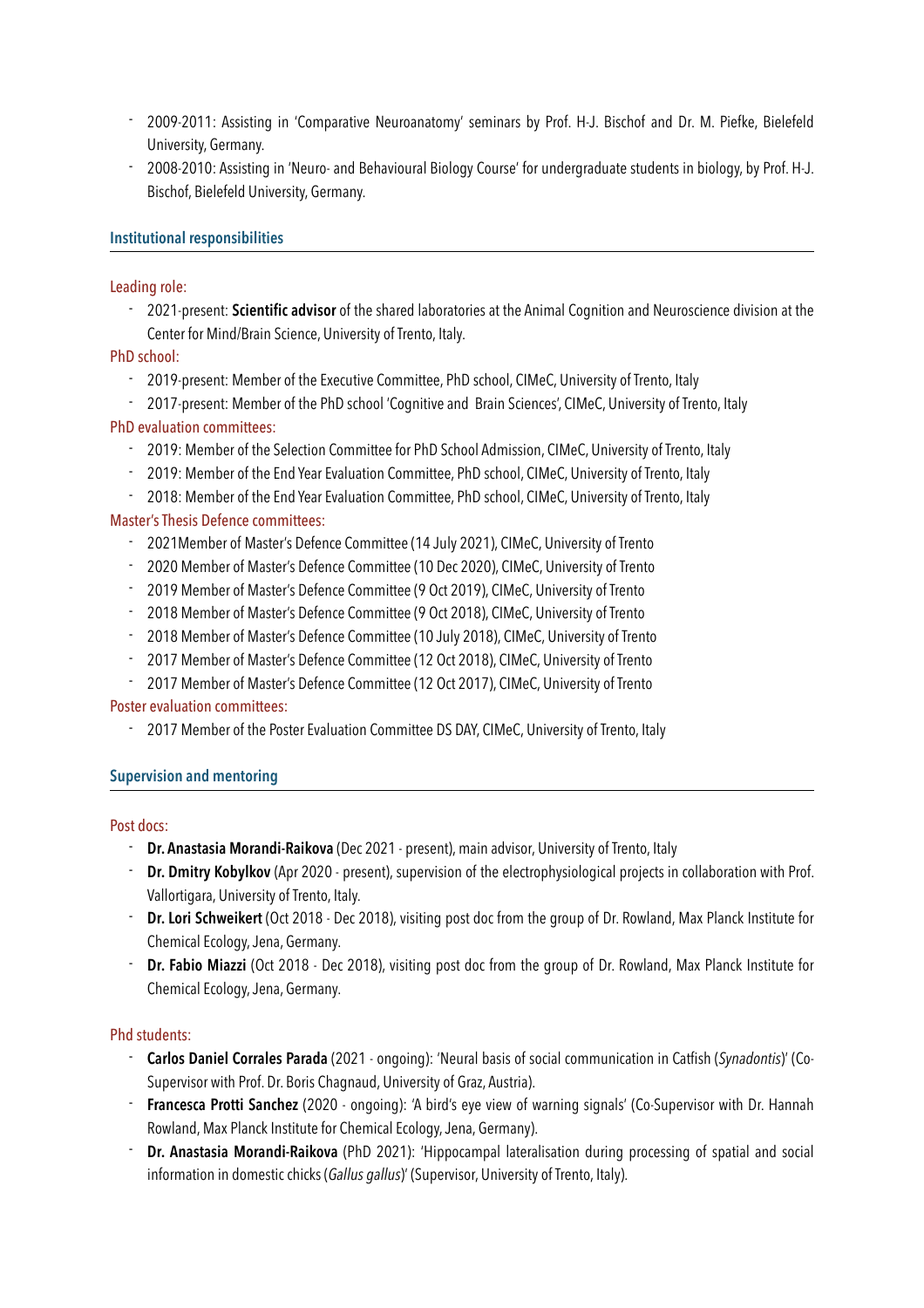- 2009-2011: Assisting in 'Comparative Neuroanatomy' seminars by Prof. H-J. Bischof and Dr. M. Piefke, Bielefeld University, Germany.
- 2008-2010: Assisting in 'Neuro- and Behavioural Biology Course' for undergraduate students in biology, by Prof. H-J. Bischof, Bielefeld University, Germany.

## Institutional responsibilities

Leading role:

- 2021-present: **Scientific advisor** of the shared laboratories at the Animal Cognition and Neuroscience division at the Center for Mind/Brain Science, University of Trento, Italy.

PhD school:

- 2019-present: Member of the Executive Committee, PhD school, CIMeC, University of Trento, Italy
- 2017-present: Member of the PhD school 'Cognitive and Brain Sciences', CIMeC, University of Trento, Italy

PhD evaluation committees:

- 2019: Member of the Selection Committee for PhD School Admission, CIMeC, University of Trento, Italy
- 2019: Member of the End Year Evaluation Committee, PhD school, CIMeC, University of Trento, Italy
- 2018: Member of the End Year Evaluation Committee, PhD school, CIMeC, University of Trento, Italy

Master's Thesis Defence committees:

- 2021Member of Master's Defence Committee (14 July 2021), CIMeC, University of Trento
- 2020 Member of Master's Defence Committee (10 Dec 2020), CIMeC, University of Trento
- 2019 Member of Master's Defence Committee (9 Oct 2019), CIMeC, University of Trento
- 2018 Member of Master's Defence Committee (9 Oct 2018), CIMeC, University of Trento
- 2018 Member of Master's Defence Committee (10 July 2018), CIMeC, University of Trento
- 2017 Member of Master's Defence Committee (12 Oct 2018), CIMeC, University of Trento
- 2017 Member of Master's Defence Committee (12 Oct 2017), CIMeC, University of Trento

Poster evaluation committees:

- 2017 Member of the Poster Evaluation Committee DS DAY, CIMeC, University of Trento, Italy

## Supervision and mentoring

Post docs:

- **Dr. Anastasia Morandi-Raikova** (Dec 2021 - present), main advisor, University of Trento, Italy
- **Dr. Dmitry Kobylkov** (Apr 2020 - present), supervision of the electrophysiological projects in collaboration with Prof. Vallortigara, University of Trento, Italy.
- **Dr. Lori Schweikert** (Oct 2018 - Dec 2018), visiting post doc from the group of Dr. Rowland, Max Planck Institute for Chemical Ecology, Jena, Germany.
- **Dr. Fabio Miazzi** (Oct 2018 - Dec 2018), visiting post doc from the group of Dr. Rowland, Max Planck Institute for Chemical Ecology, Jena, Germany.

Phd students:

- **Carlos Daniel Corrales Parada** (2021 - ongoing): 'Neural basis of social communication in Catfish (*Synadontis*)' (Co-Supervisor with Prof. Dr. Boris Chagnaud, University of Graz, Austria).
- **Francesca Protti Sanchez** (2020 - ongoing): 'A bird's eye view of warning signals' (Co-Supervisor with Dr. Hannah Rowland, Max Planck Institute for Chemical Ecology, Jena, Germany).
- **Dr. Anastasia Morandi-Raikova** (PhD 2021): 'Hippocampal lateralisation during processing of spatial and social information in domestic chicks (*Gallus gallus*)' (Supervisor, University of Trento, Italy).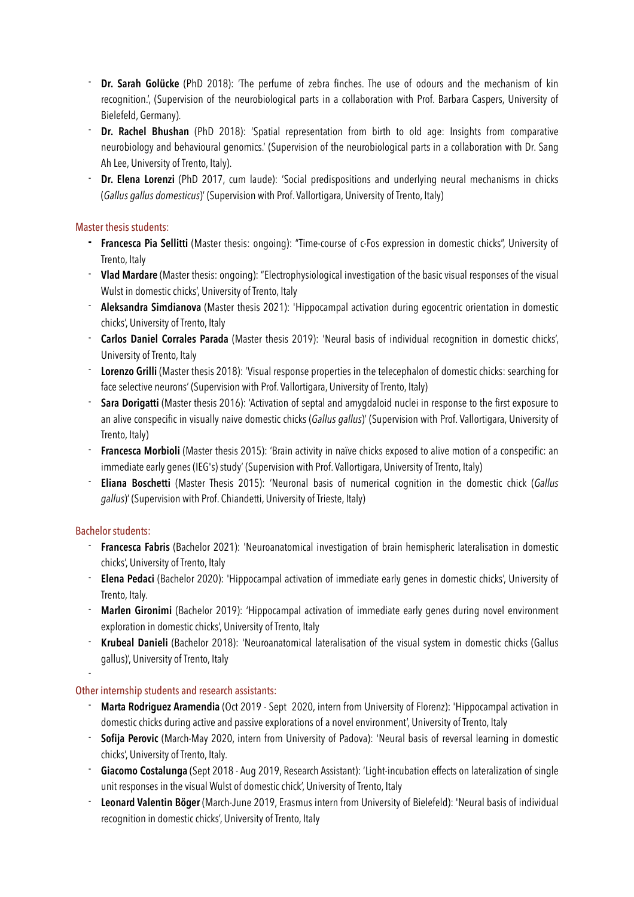- **Dr. Sarah Golücke** (PhD 2018): 'The perfume of zebra finches. The use of odours and the mechanism of kin recognition.', (Supervision of the neurobiological parts in a collaboration with Prof. Barbara Caspers, University of Bielefeld, Germany).
- **Dr. Rachel Bhushan** (PhD 2018): 'Spatial representation from birth to old age: Insights from comparative neurobiology and behavioural genomics.' (Supervision of the neurobiological parts in a collaboration with Dr. Sang Ah Lee, University of Trento, Italy).
- **Dr. Elena Lorenzi** (PhD 2017, cum laude): 'Social predispositions and underlying neural mechanisms in chicks (*Gallus gallus domesticus*)' (Supervision with Prof. Vallortigara, University of Trento, Italy)

### Master thesis students:

- **Francesca Pia Sellitti** (Master thesis: ongoing): "Time-course of c-Fos expression in domestic chicks", University of Trento, Italy
- **Vlad Mardare** (Master thesis: ongoing): "Electrophysiological investigation of the basic visual responses of the visual Wulst in domestic chicks', University of Trento, Italy
- **Aleksandra Simdianova** (Master thesis 2021): 'Hippocampal activation during egocentric orientation in domestic chicks', University of Trento, Italy
- **Carlos Daniel Corrales Parada** (Master thesis 2019): 'Neural basis of individual recognition in domestic chicks', University of Trento, Italy
- **Lorenzo Grilli** (Master thesis 2018): 'Visual response properties in the telecephalon of domestic chicks: searching for face selective neurons' (Supervision with Prof. Vallortigara, University of Trento, Italy)
- **Sara Dorigatti** (Master thesis 2016): 'Activation of septal and amygdaloid nuclei in response to the first exposure to an alive conspecific in visually naive domestic chicks (*Gallus gallus*)' (Supervision with Prof. Vallortigara, University of Trento, Italy)
- **Francesca Morbioli** (Master thesis 2015): 'Brain activity in naïve chicks exposed to alive motion of a conspecific: an immediate early genes (IEG's) study' (Supervision with Prof. Vallortigara, University of Trento, Italy)
- **Eliana Boschetti** (Master Thesis 2015): 'Neuronal basis of numerical cognition in the domestic chick (*Gallus gallus*)' (Supervision with Prof. Chiandetti, University of Trieste, Italy)

### Bachelor students:

- **Francesca Fabris** (Bachelor 2021): 'Neuroanatomical investigation of brain hemispheric lateralisation in domestic chicks', University of Trento, Italy
- **Elena Pedaci** (Bachelor 2020): 'Hippocampal activation of immediate early genes in domestic chicks', University of Trento, Italy.
- **Marlen Gironimi** (Bachelor 2019): 'Hippocampal activation of immediate early genes during novel environment exploration in domestic chicks', University of Trento, Italy
- **Krubeal Danieli** (Bachelor 2018): 'Neuroanatomical lateralisation of the visual system in domestic chicks (Gallus gallus)', University of Trento, Italy

### Other internship students and research assistants:

- **Marta Rodriguez Aramendia** (Oct 2019 - Sept 2020, intern from University of Florenz): 'Hippocampal activation in domestic chicks during active and passive explorations of a novel environment', University of Trento, Italy
- **Sofija Perovic** (March-May 2020, intern from University of Padova): 'Neural basis of reversal learning in domestic chicks', University of Trento, Italy.
- **Giacomo Costalunga** (Sept 2018 - Aug 2019, Research Assistant): 'Light-incubation effects on lateralization of single unit responses in the visual Wulst of domestic chick', University of Trento, Italy
- **Leonard Valentin Böger** (March-June 2019, Erasmus intern from University of Bielefeld): 'Neural basis of individual recognition in domestic chicks', University of Trento, Italy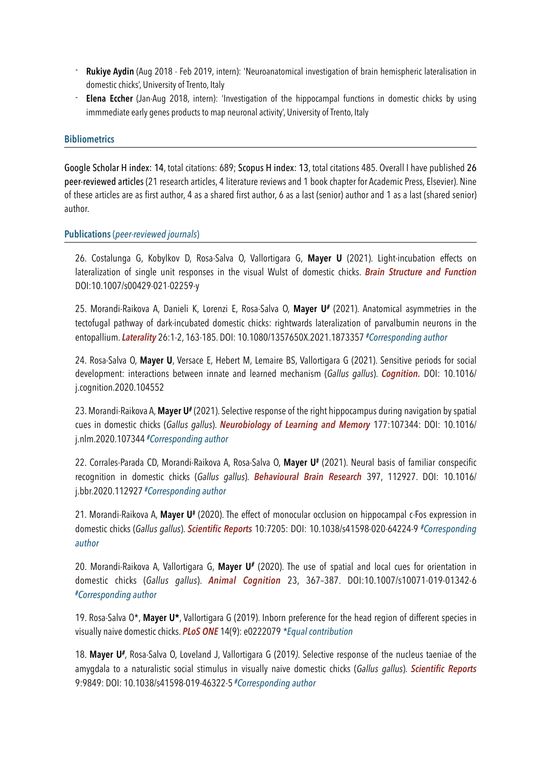- **Rukiye Aydin** (Aug 2018 - Feb 2019, intern): 'Neuroanatomical investigation of brain hemispheric lateralisation in domestic chicks', University of Trento, Italy
- **Elena Eccher** (Jan-Aug 2018, intern): 'Investigation of the hippocampal functions in domestic chicks by using immmediate early genes products to map neuronal activity', University of Trento, Italy

## Bibliometrics

Google Scholar H index: 14, total citations: 689; Scopus H index: 13, total citations 485. Overall I have published 26 peer-reviewed articles (21 research articles, 4 literature reviews and 1 book chapter for Academic Press, Elsevier). Nine of these articles are as first author, 4 as a shared first author, 6 as a last (senior) author and 1 as a last (shared senior) author.

## Publications (*peer-reviewed journals*)

26. Costalunga G, Kobylkov D, Rosa-Salva O, Vallortigara G, **Mayer U** (2021). Light-incubation effects on lateralization of single unit responses in the visual Wulst of domestic chicks. ***Brain Structure and Function*** DOI:10.1007/s00429-021-02259-y

25. Morandi-Raikova A, Danieli K, Lorenzi E, Rosa-Salva O, **Mayer U#** (2021). Anatomical asymmetries in the tectofugal pathway of dark-incubated domestic chicks: rightwards lateralization of parvalbumin neurons in the entopallium. ***Laterality*** 26:1-2, 163-185. DOI: 10.1080/1357650X.2021.1873357 *#Corresponding author*

24. Rosa-Salva O, **Mayer U**, Versace E, Hebert M, Lemaire BS, Vallortigara G (2021). Sensitive periods for social development: interactions between innate and learned mechanism (*Gallus gallus*). ***Cognition.*** DOI: 10.1016/ j.cognition.2020.104552

23. Morandi-Raikova A, **Mayer U#** (2021). Selective response of the right hippocampus during navigation by spatial cues in domestic chicks (*Gallus gallus*). ***Neurobiology of Learning and Memory*** 177:107344: DOI: 10.1016/ j.nlm.2020.107344 *#Corresponding author*

22. Corrales-Parada CD, Morandi-Raikova A, Rosa-Salva O, **Mayer U#** (2021). Neural basis of familiar conspecific recognition in domestic chicks (*Gallus gallus*). ***Behavioural Brain Research*** 397, 112927. DOI: 10.1016/ j.bbr.2020.112927 *#Corresponding author*

21. Morandi-Raikova A, **Mayer U#** (2020). The effect of monocular occlusion on hippocampal c-Fos expression in domestic chicks (*Gallus gallus*). ***Scientific Reports*** 10:7205: DOI: 10.1038/s41598-020-64224-9 *#Corresponding author*

20. Morandi-Raikova A, Vallortigara G, **Mayer U#** (2020). The use of spatial and local cues for orientation in domestic chicks (*Gallus gallus*). ***Animal Cognition*** 23, 367–387. DOI:10.1007/s10071-019-01342-6 *#Corresponding author*

19. Rosa-Salva O*, **Mayer U***, Vallortigara G (2019). Inborn preference for the head region of different species in visually naive domestic chicks. ***PLoS ONE*** 14(9): e0222079 *\*Equal contribution*

18. **Mayer U#**, Rosa-Salva O, Loveland J, Vallortigara G (2019). Selective response of the nucleus taeniae of the amygdala to a naturalistic social stimulus in visually naive domestic chicks (*Gallus gallus*). ***Scientific Reports*** 9:9849: DOI: 10.1038/s41598-019-46322-5 *#Corresponding author*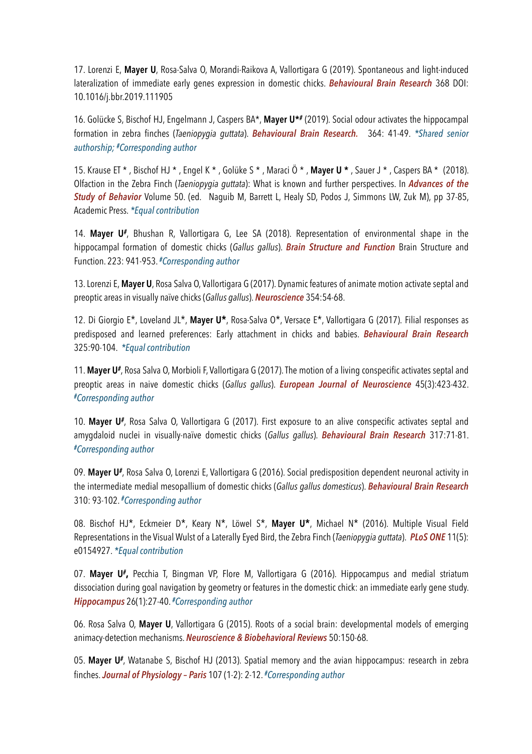17. Lorenzi E, **Mayer U**, Rosa-Salva O, Morandi-Raikova A, Vallortigara G (2019). Spontaneous and light-induced lateralization of immediate early genes expression in domestic chicks. ***Behavioural Brain Research*** 368 DOI: 10.1016/j.bbr.2019.111905

16. Golücke S, Bischof HJ, Engelmann J, Caspers BA*, **Mayer U*#** (2019). Social odour activates the hippocampal formation in zebra finches (*Taeniopygia guttata*). ***Behavioural Brain Research.*** 364: 41-49. *\*Shared senior authorship; #Corresponding author*

15. Krause ET * , Bischof HJ * , Engel K * , Golüke S * , Maraci Ö * , **Mayer U *** , Sauer J * , Caspers BA * (2018). Olfaction in the Zebra Finch (*Taeniopygia guttata*): What is known and further perspectives. In ***Advances of the Study of Behavior*** Volume 50. (ed. Naguib M, Barrett L, Healy SD, Podos J, Simmons LW, Zuk M), pp 37-85, Academic Press. *\*Equal contribution*

14. **Mayer U#**, Bhushan R, Vallortigara G, Lee SA (2018). Representation of environmental shape in the hippocampal formation of domestic chicks (*Gallus gallus*). ***Brain Structure and Function*** Brain Structure and Function. 223: 941-953. *#Corresponding author*

13. Lorenzi E, **Mayer U**, Rosa Salva O, Vallortigara G (2017). Dynamic features of animate motion activate septal and preoptic areas in visually naïve chicks (*Gallus gallus*). ***Neuroscience*** 354:54-68.

12. Di Giorgio E*, Loveland JL*, **Mayer U***, Rosa-Salva O*, Versace E*, Vallortigara G (2017). Filial responses as predisposed and learned preferences: Early attachment in chicks and babies. ***Behavioural Brain Research*** 325:90-104. *\*Equal contribution*

11. **Mayer U#**, Rosa Salva O, Morbioli F, Vallortigara G (2017). The motion of a living conspecific activates septal and preoptic areas in naive domestic chicks (*Gallus gallus*). ***European Journal of Neuroscience*** 45(3):423-432. *#Corresponding author*

10. **Mayer U#**, Rosa Salva O, Vallortigara G (2017). First exposure to an alive conspecific activates septal and amygdaloid nuclei in visually-naïve domestic chicks (*Gallus gallus*). ***Behavioural Brain Research*** 317:71-81. *#Corresponding author*

09. **Mayer U#**, Rosa Salva O, Lorenzi E, Vallortigara G (2016). Social predisposition dependent neuronal activity in the intermediate medial mesopallium of domestic chicks (*Gallus gallus domesticus*). ***Behavioural Brain Research*** 310: 93-102. *#Corresponding author*

08. Bischof HJ*, Eckmeier D*, Keary N*, Löwel S*, **Mayer U***, Michael N* (2016). Multiple Visual Field Representations in the Visual Wulst of a Laterally Eyed Bird, the Zebra Finch (*Taeniopygia guttata*). ***PLoS ONE*** 11(5): e0154927. *\*Equal contribution*

07. **Mayer U#,** Pecchia T, Bingman VP, Flore M, Vallortigara G (2016). Hippocampus and medial striatum dissociation during goal navigation by geometry or features in the domestic chick: an immediate early gene study. ***Hippocampus*** 26(1):27-40. *#Corresponding author*

06. Rosa Salva O, **Mayer U**, Vallortigara G (2015). Roots of a social brain: developmental models of emerging animacy-detection mechanisms. ***Neuroscience & Biobehavioral Reviews*** 50:150-68.

05. **Mayer U#**, Watanabe S, Bischof HJ (2013). Spatial memory and the avian hippocampus: research in zebra finches. ***Journal of Physiology – Paris*** 107 (1-2): 2-12. *#Corresponding author*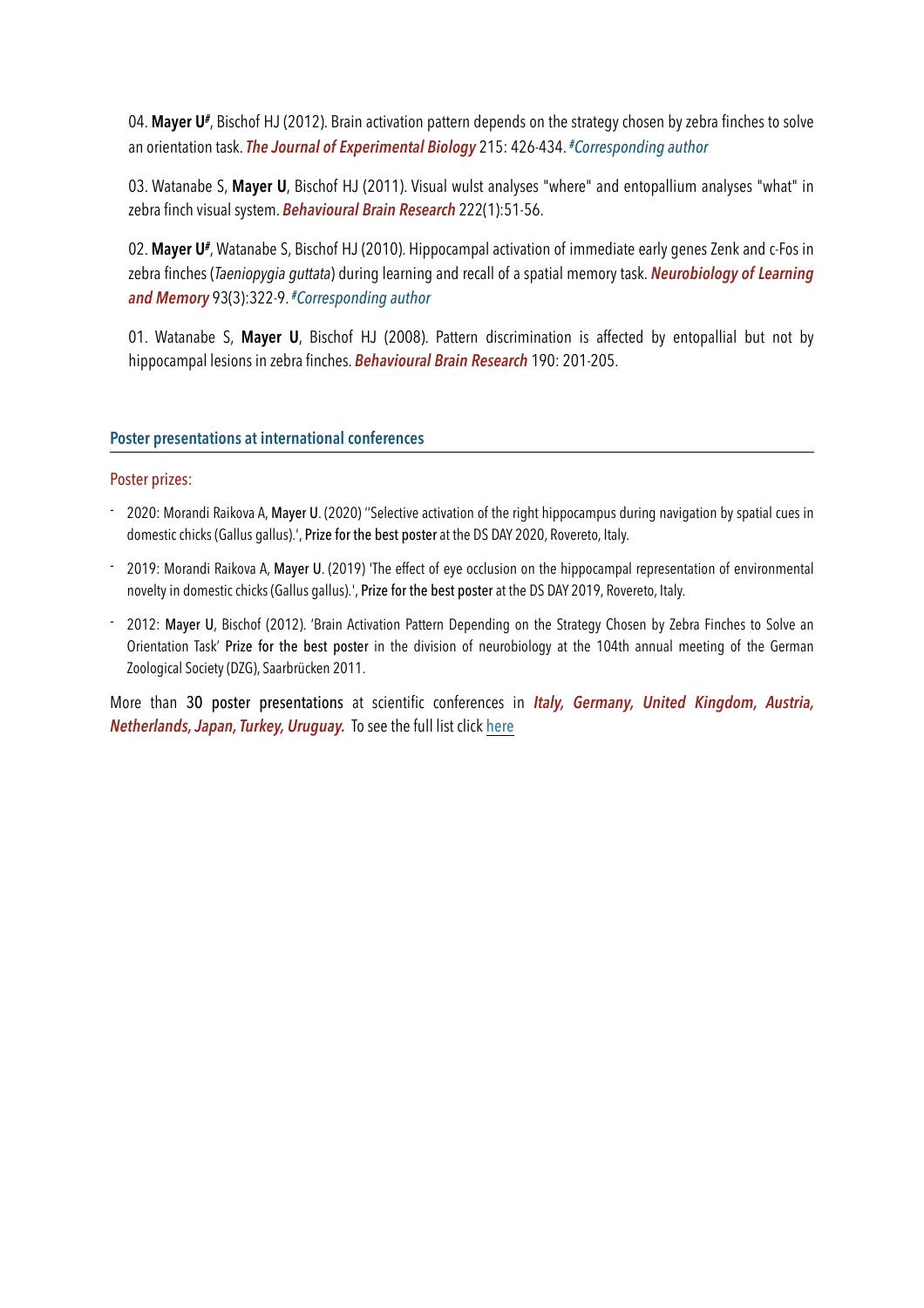04. **Mayer U#**, Bischof HJ (2012). Brain activation pattern depends on the strategy chosen by zebra finches to solve an orientation task. ***The Journal of Experimental Biology*** 215: 426-434. *#Corresponding author*

03. Watanabe S, **Mayer U**, Bischof HJ (2011). Visual wulst analyses "where" and entopallium analyses "what" in zebra finch visual system. ***Behavioural Brain Research*** 222(1):51-56.

02. **Mayer U#**, Watanabe S, Bischof HJ (2010). Hippocampal activation of immediate early genes Zenk and c-Fos in zebra finches (*Taeniopygia guttata*) during learning and recall of a spatial memory task. ***Neurobiology of Learning and Memory*** 93(3):322-9. *#Corresponding author*

01. Watanabe S, **Mayer U**, Bischof HJ (2008). Pattern discrimination is affected by entopallial but not by hippocampal lesions in zebra finches. ***Behavioural Brain Research*** 190: 201-205.

## Poster presentations at international conferences

Poster prizes:

- 2020: Morandi Raikova A, Mayer U. (2020) ''Selective activation of the right hippocampus during navigation by spatial cues in domestic chicks (Gallus gallus).', Prize for the best poster at the DS DAY 2020, Rovereto, Italy.
- 2019: Morandi Raikova A, Mayer U. (2019) 'The effect of eye occlusion on the hippocampal representation of environmental novelty in domestic chicks (Gallus gallus).', Prize for the best poster at the DS DAY 2019, Rovereto, Italy.
- 2012: Mayer U, Bischof (2012). 'Brain Activation Pattern Depending on the Strategy Chosen by Zebra Finches to Solve an Orientation Task' Prize for the best poster in the division of neurobiology at the 104th annual meeting of the German Zoological Society (DZG), Saarbrücken 2011.

More than 30 poster presentations at scientific conferences in ***Italy, Germany, United Kingdom, Austria, Netherlands, Japan, Turkey, Uruguay.*** To see the full list click here